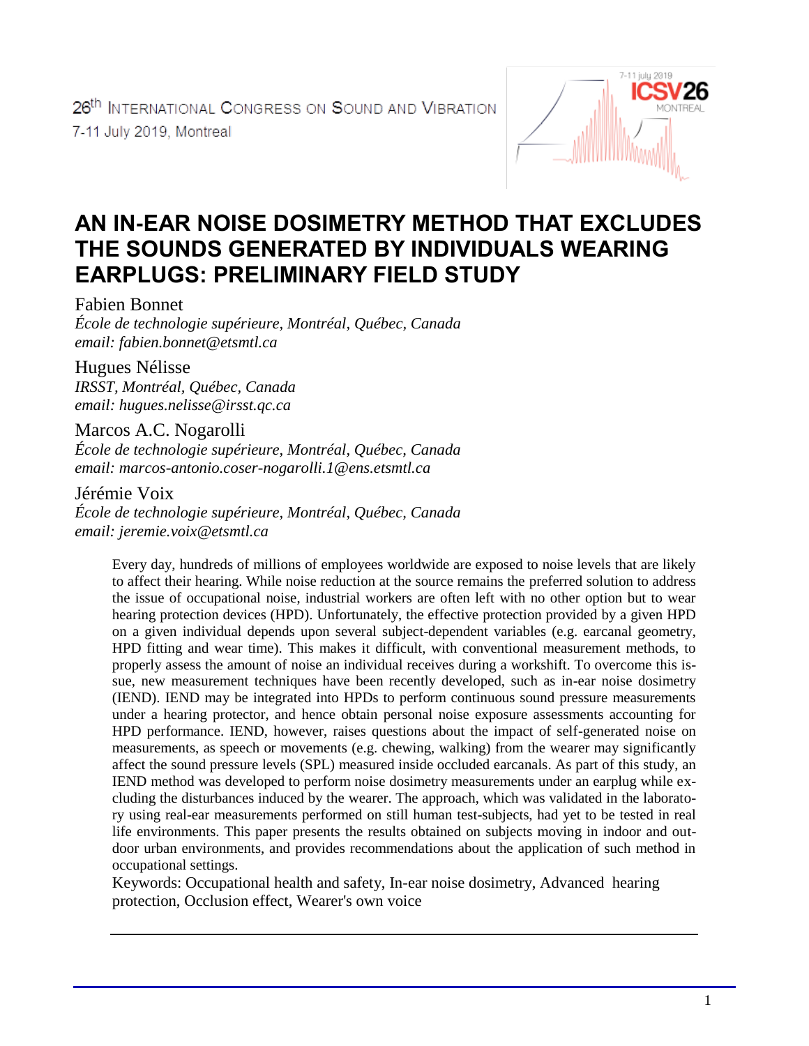26th INTERNATIONAL CONGRESS ON SOUND AND VIBRATION
7-11 July 2019, Montreal

# AN IN-EAR NOISE DOSIMETRY METHOD THAT EXCLUDES THE SOUNDS GENERATED BY INDIVIDUALS WEARING EARPLUGS: PRELIMINARY FIELD STUDY

Fabien Bonnet
*École de technologie supérieure, Montréal, Québec, Canada*
*email: fabien.bonnet@etsmtl.ca*

Hugues Nélisse
*IRSST, Montréal, Québec, Canada*
*email: hugues.nelisse@irsst.qc.ca*

Marcos A.C. Nogarolli
*École de technologie supérieure, Montréal, Québec, Canada*
*email: marcos-antonio.coser-nogarolli.1@ens.etsmtl.ca*

Jérémie Voix
*École de technologie supérieure, Montréal, Québec, Canada*
*email: jeremie.voix@etsmtl.ca*

Every day, hundreds of millions of employees worldwide are exposed to noise levels that are likely to affect their hearing. While noise reduction at the source remains the preferred solution to address the issue of occupational noise, industrial workers are often left with no other option but to wear hearing protection devices (HPD). Unfortunately, the effective protection provided by a given HPD on a given individual depends upon several subject-dependent variables (e.g. earcanal geometry, HPD fitting and wear time). This makes it difficult, with conventional measurement methods, to properly assess the amount of noise an individual receives during a workshift. To overcome this issue, new measurement techniques have been recently developed, such as in-ear noise dosimetry (IEND). IEND may be integrated into HPDs to perform continuous sound pressure measurements under a hearing protector, and hence obtain personal noise exposure assessments accounting for HPD performance. IEND, however, raises questions about the impact of self-generated noise on measurements, as speech or movements (e.g. chewing, walking) from the wearer may significantly affect the sound pressure levels (SPL) measured inside occluded earcanals. As part of this study, an IEND method was developed to perform noise dosimetry measurements under an earplug while excluding the disturbances induced by the wearer. The approach, which was validated in the laboratory using real-ear measurements performed on still human test-subjects, had yet to be tested in real life environments. This paper presents the results obtained on subjects moving in indoor and outdoor urban environments, and provides recommendations about the application of such method in occupational settings.

Keywords: Occupational health and safety, In-ear noise dosimetry, Advanced hearing protection, Occlusion effect, Wearer's own voice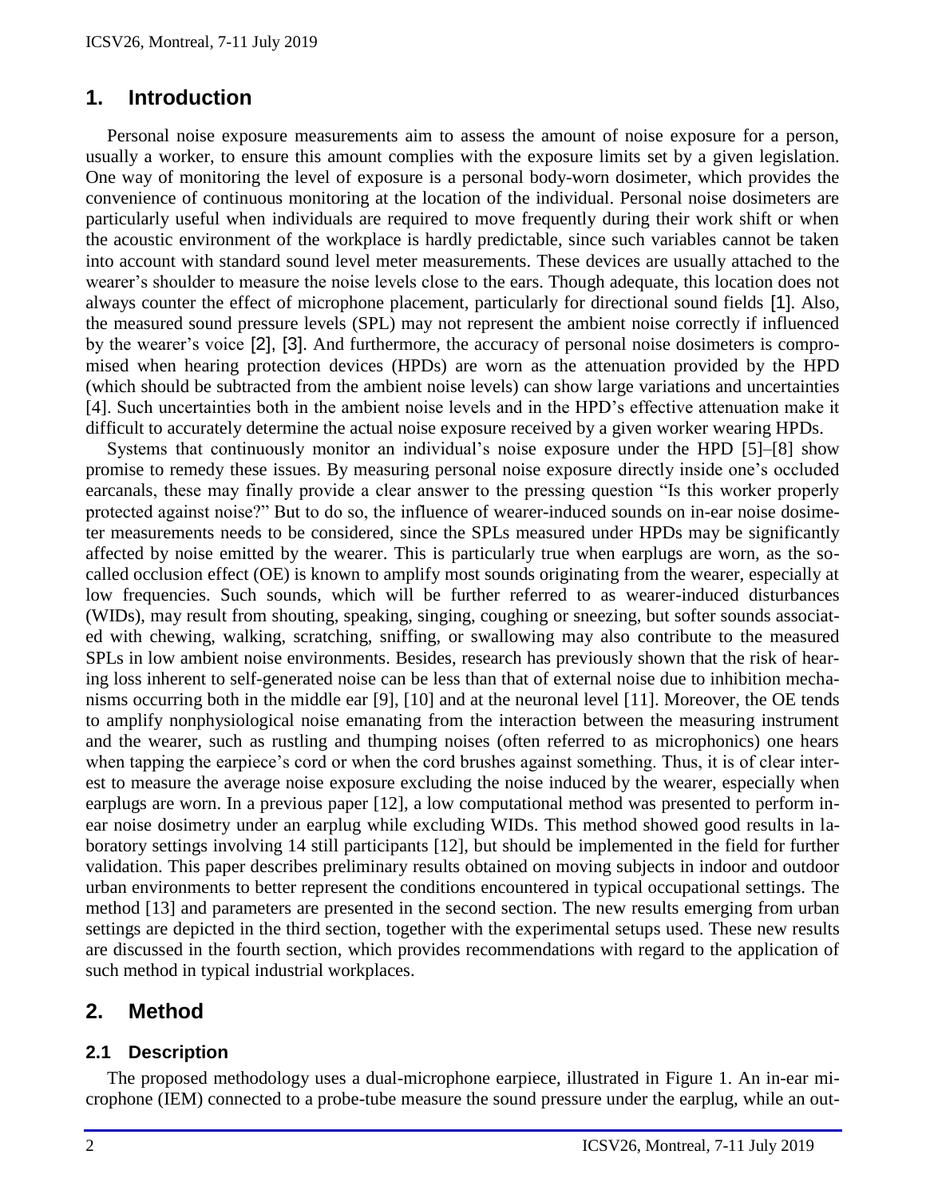## 1. Introduction

Personal noise exposure measurements aim to assess the amount of noise exposure for a person, usually a worker, to ensure this amount complies with the exposure limits set by a given legislation. One way of monitoring the level of exposure is a personal body-worn dosimeter, which provides the convenience of continuous monitoring at the location of the individual. Personal noise dosimeters are particularly useful when individuals are required to move frequently during their work shift or when the acoustic environment of the workplace is hardly predictable, since such variables cannot be taken into account with standard sound level meter measurements. These devices are usually attached to the wearer's shoulder to measure the noise levels close to the ears. Though adequate, this location does not always counter the effect of microphone placement, particularly for directional sound fields [1]. Also, the measured sound pressure levels (SPL) may not represent the ambient noise correctly if influenced by the wearer's voice [2], [3]. And furthermore, the accuracy of personal noise dosimeters is compromised when hearing protection devices (HPDs) are worn as the attenuation provided by the HPD (which should be subtracted from the ambient noise levels) can show large variations and uncertainties [4]. Such uncertainties both in the ambient noise levels and in the HPD's effective attenuation make it difficult to accurately determine the actual noise exposure received by a given worker wearing HPDs.

Systems that continuously monitor an individual's noise exposure under the HPD [5]–[8] show promise to remedy these issues. By measuring personal noise exposure directly inside one's occluded earcanals, these may finally provide a clear answer to the pressing question "Is this worker properly protected against noise?" But to do so, the influence of wearer-induced sounds on in-ear noise dosimeter measurements needs to be considered, since the SPLs measured under HPDs may be significantly affected by noise emitted by the wearer. This is particularly true when earplugs are worn, as the so-called occlusion effect (OE) is known to amplify most sounds originating from the wearer, especially at low frequencies. Such sounds, which will be further referred to as wearer-induced disturbances (WIDs), may result from shouting, speaking, singing, coughing or sneezing, but softer sounds associated with chewing, walking, scratching, sniffing, or swallowing may also contribute to the measured SPLs in low ambient noise environments. Besides, research has previously shown that the risk of hearing loss inherent to self-generated noise can be less than that of external noise due to inhibition mechanisms occurring both in the middle ear [9], [10] and at the neuronal level [11]. Moreover, the OE tends to amplify nonphysiological noise emanating from the interaction between the measuring instrument and the wearer, such as rustling and thumping noises (often referred to as microphonics) one hears when tapping the earpiece's cord or when the cord brushes against something. Thus, it is of clear interest to measure the average noise exposure excluding the noise induced by the wearer, especially when earplugs are worn. In a previous paper [12], a low computational method was presented to perform in-ear noise dosimetry under an earplug while excluding WIDs. This method showed good results in laboratory settings involving 14 still participants [12], but should be implemented in the field for further validation. This paper describes preliminary results obtained on moving subjects in indoor and outdoor urban environments to better represent the conditions encountered in typical occupational settings. The method [13] and parameters are presented in the second section. The new results emerging from urban settings are depicted in the third section, together with the experimental setups used. These new results are discussed in the fourth section, which provides recommendations with regard to the application of such method in typical industrial workplaces.

## 2. Method

### 2.1 Description

The proposed methodology uses a dual-microphone earpiece, illustrated in Figure 1. An in-ear microphone (IEM) connected to a probe-tube measure the sound pressure under the earplug, while an out-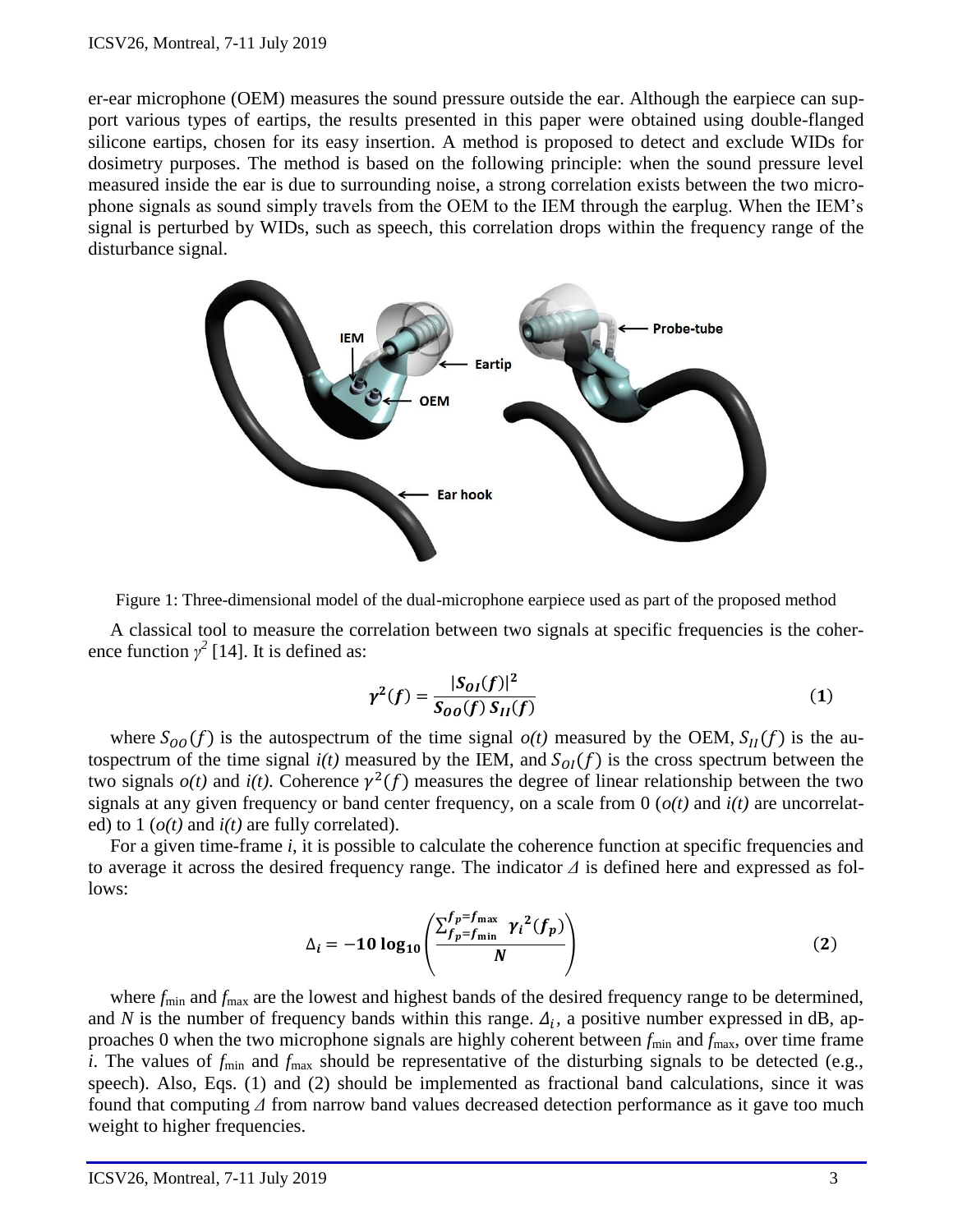er-ear microphone (OEM) measures the sound pressure outside the ear. Although the earpiece can support various types of eartips, the results presented in this paper were obtained using double-flanged silicone eartips, chosen for its easy insertion. A method is proposed to detect and exclude WIDs for dosimetry purposes. The method is based on the following principle: when the sound pressure level measured inside the ear is due to surrounding noise, a strong correlation exists between the two microphone signals as sound simply travels from the OEM to the IEM through the earplug. When the IEM's signal is perturbed by WIDs, such as speech, this correlation drops within the frequency range of the disturbance signal.

Figure 1: Three-dimensional model of the dual-microphone earpiece used as part of the proposed method

A classical tool to measure the correlation between two signals at specific frequencies is the coherence function $\gamma^2$ [14]. It is defined as:

$$\boldsymbol{\gamma^2(f) = \frac{|S_{OI}(f)|^2}{S_{OO}(f)\, S_{II}(f)}} \qquad (\mathbf{1})$$

where $S_{OO}(f)$ is the autospectrum of the time signal *o(t)* measured by the OEM, $S_{II}(f)$ is the autospectrum of the time signal *i(t)* measured by the IEM, and $S_{OI}(f)$ is the cross spectrum between the two signals *o(t)* and *i(t)*. Coherence $\gamma^2(f)$ measures the degree of linear relationship between the two signals at any given frequency or band center frequency, on a scale from 0 (*o(t)* and *i(t)* are uncorrelated) to 1 (*o(t)* and *i(t)* are fully correlated).

For a given time-frame *i*, it is possible to calculate the coherence function at specific frequencies and to average it across the desired frequency range. The indicator $\Delta$ is defined here and expressed as follows:

$$\boldsymbol{\Delta_i = -10\log_{10}\left(\frac{\sum_{f_p=f_{\min}}^{f_p=f_{\max}} \gamma_i{}^2(f_p)}{N}\right)} \qquad (\mathbf{2})$$

where $f_{\min}$ and $f_{\max}$ are the lowest and highest bands of the desired frequency range to be determined, and $N$ is the number of frequency bands within this range. $\Delta_i$, a positive number expressed in dB, approaches 0 when the two microphone signals are highly coherent between $f_{\min}$ and $f_{\max}$, over time frame *i*. The values of $f_{\min}$ and $f_{\max}$ should be representative of the disturbing signals to be detected (e.g., speech). Also, Eqs. (1) and (2) should be implemented as fractional band calculations, since it was found that computing $\Delta$ from narrow band values decreased detection performance as it gave too much weight to higher frequencies.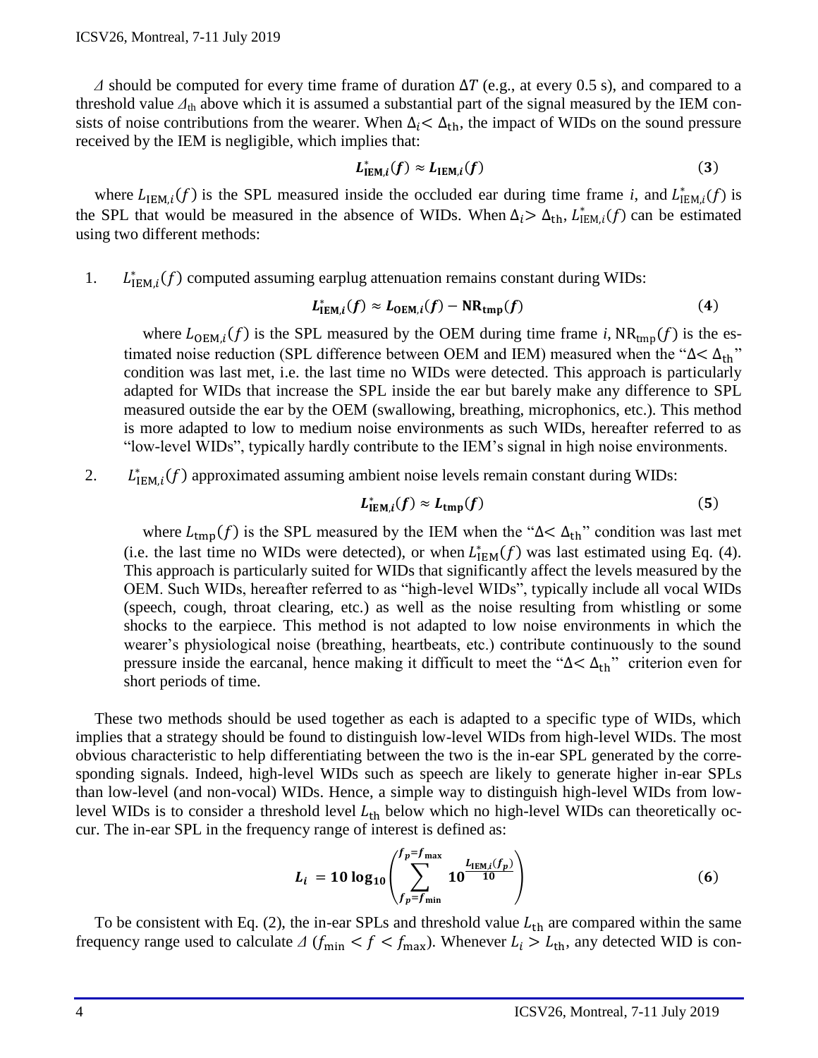$\Delta$ should be computed for every time frame of duration $\Delta T$ (e.g., at every 0.5 s), and compared to a threshold value $\Delta_{\text{th}}$ above which it is assumed a substantial part of the signal measured by the IEM consists of noise contributions from the wearer. When $\Delta_i < \Delta_{\text{th}}$, the impact of WIDs on the sound pressure received by the IEM is negligible, which implies that:

$$L^*_{\text{IEM},i}(f) \approx L_{\text{IEM},i}(f) \tag{3}$$

where $L_{\text{IEM},i}(f)$ is the SPL measured inside the occluded ear during time frame $i$, and $L^*_{\text{IEM},i}(f)$ is the SPL that would be measured in the absence of WIDs. When $\Delta_i > \Delta_{\text{th}}$, $L^*_{\text{IEM},i}(f)$ can be estimated using two different methods:

1. $L^*_{\text{IEM},i}(f)$ computed assuming earplug attenuation remains constant during WIDs:

   $$L^*_{\text{IEM},i}(f) \approx L_{\text{OEM},i}(f) - \text{NR}_{\text{tmp}}(f) \tag{4}$$

   where $L_{\text{OEM},i}(f)$ is the SPL measured by the OEM during time frame $i$, $\text{NR}_{\text{tmp}}(f)$ is the estimated noise reduction (SPL difference between OEM and IEM) measured when the "$\Delta < \Delta_{\text{th}}$" condition was last met, i.e. the last time no WIDs were detected. This approach is particularly adapted for WIDs that increase the SPL inside the ear but barely make any difference to SPL measured outside the ear by the OEM (swallowing, breathing, microphonics, etc.). This method is more adapted to low to medium noise environments as such WIDs, hereafter referred to as "low-level WIDs", typically hardly contribute to the IEM's signal in high noise environments.

2. $L^*_{\text{IEM},i}(f)$ approximated assuming ambient noise levels remain constant during WIDs:

   $$L^*_{\text{IEM},i}(f) \approx L_{\text{tmp}}(f) \tag{5}$$

   where $L_{\text{tmp}}(f)$ is the SPL measured by the IEM when the "$\Delta < \Delta_{\text{th}}$" condition was last met (i.e. the last time no WIDs were detected), or when $L^*_{\text{IEM}}(f)$ was last estimated using Eq. (4). This approach is particularly suited for WIDs that significantly affect the levels measured by the OEM. Such WIDs, hereafter referred to as "high-level WIDs", typically include all vocal WIDs (speech, cough, throat clearing, etc.) as well as the noise resulting from whistling or some shocks to the earpiece. This method is not adapted to low noise environments in which the wearer's physiological noise (breathing, heartbeats, etc.) contribute continuously to the sound pressure inside the earcanal, hence making it difficult to meet the "$\Delta < \Delta_{\text{th}}$" criterion even for short periods of time.

These two methods should be used together as each is adapted to a specific type of WIDs, which implies that a strategy should be found to distinguish low-level WIDs from high-level WIDs. The most obvious characteristic to help differentiating between the two is the in-ear SPL generated by the corresponding signals. Indeed, high-level WIDs such as speech are likely to generate higher in-ear SPLs than low-level (and non-vocal) WIDs. Hence, a simple way to distinguish high-level WIDs from low-level WIDs is to consider a threshold level $L_{\text{th}}$ below which no high-level WIDs can theoretically occur. The in-ear SPL in the frequency range of interest is defined as:

$$L_i = 10 \log_{10}\left(\sum_{f_p=f_{\min}}^{f_p=f_{\max}} 10^{\frac{L_{\text{IEM},i}(f_p)}{10}}\right) \tag{6}$$

To be consistent with Eq. (2), the in-ear SPLs and threshold value $L_{\text{th}}$ are compared within the same frequency range used to calculate $\Delta$ ($f_{\min} < f < f_{\max}$). Whenever $L_i > L_{\text{th}}$, any detected WID is con-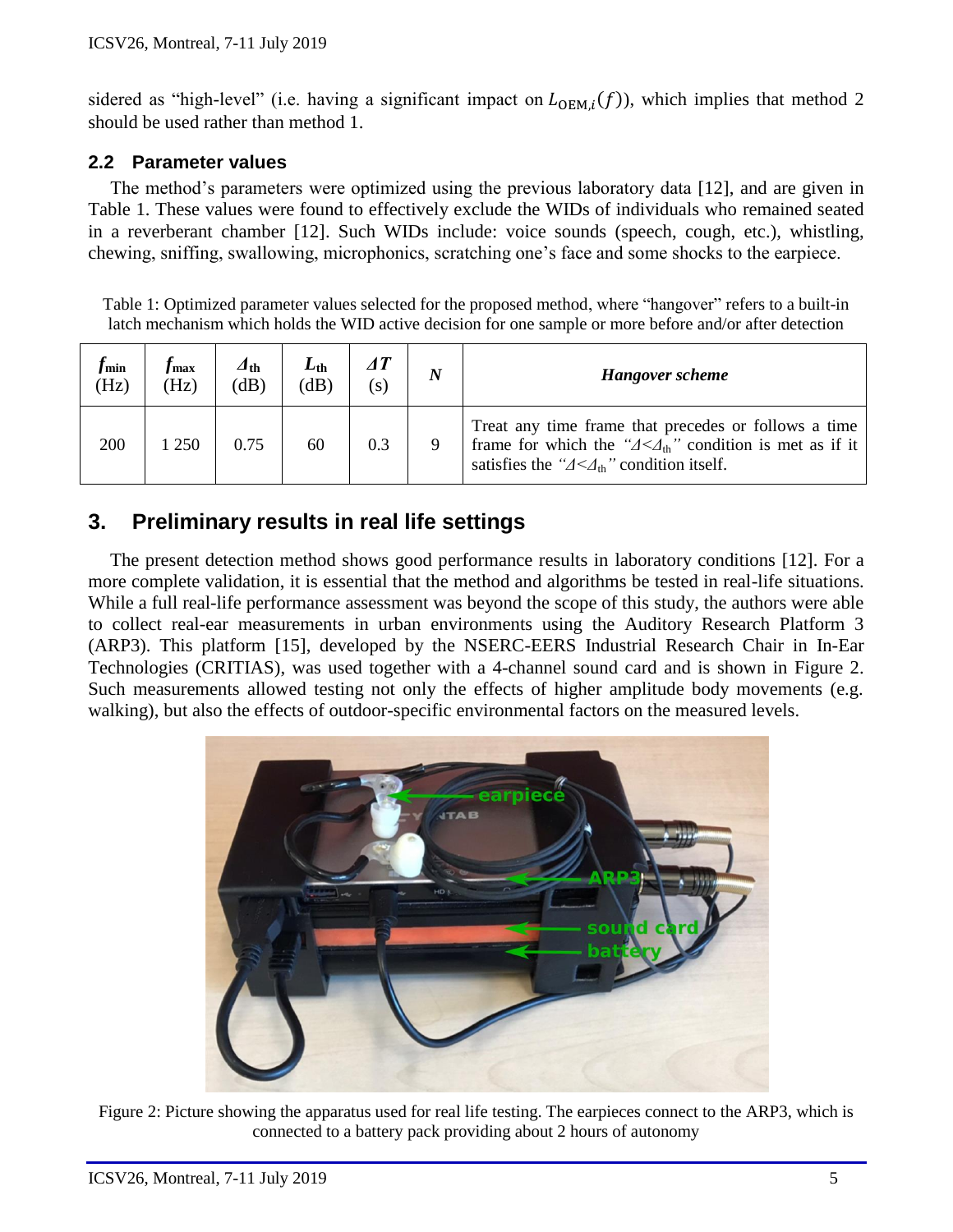sidered as "high-level" (i.e. having a significant impact on $L_{\text{OEM},i}(f)$), which implies that method 2 should be used rather than method 1.

### 2.2 Parameter values

The method's parameters were optimized using the previous laboratory data [12], and are given in Table 1. These values were found to effectively exclude the WIDs of individuals who remained seated in a reverberant chamber [12]. Such WIDs include: voice sounds (speech, cough, etc.), whistling, chewing, sniffing, swallowing, microphonics, scratching one's face and some shocks to the earpiece.

Table 1: Optimized parameter values selected for the proposed method, where "hangover" refers to a built-in latch mechanism which holds the WID active decision for one sample or more before and/or after detection

| $f_{\text{min}}$ (Hz) | $f_{\text{max}}$ (Hz) | $\Delta_{\text{th}}$ (dB) | $L_{\text{th}}$ (dB) | $\Delta T$ (s) | $N$ | *Hangover scheme* |
|---|---|---|---|---|---|---|
| 200 | 1 250 | 0.75 | 60 | 0.3 | 9 | Treat any time frame that precedes or follows a time frame for which the *"$\Delta<\Delta_{\text{th}}$"* condition is met as if it satisfies the *"$\Delta<\Delta_{\text{th}}$"* condition itself. |

## 3. Preliminary results in real life settings

The present detection method shows good performance results in laboratory conditions [12]. For a more complete validation, it is essential that the method and algorithms be tested in real-life situations. While a full real-life performance assessment was beyond the scope of this study, the authors were able to collect real-ear measurements in urban environments using the Auditory Research Platform 3 (ARP3). This platform [15], developed by the NSERC-EERS Industrial Research Chair in In-Ear Technologies (CRITIAS), was used together with a 4-channel sound card and is shown in Figure 2. Such measurements allowed testing not only the effects of higher amplitude body movements (e.g. walking), but also the effects of outdoor-specific environmental factors on the measured levels.

Figure 2: Picture showing the apparatus used for real life testing. The earpieces connect to the ARP3, which is connected to a battery pack providing about 2 hours of autonomy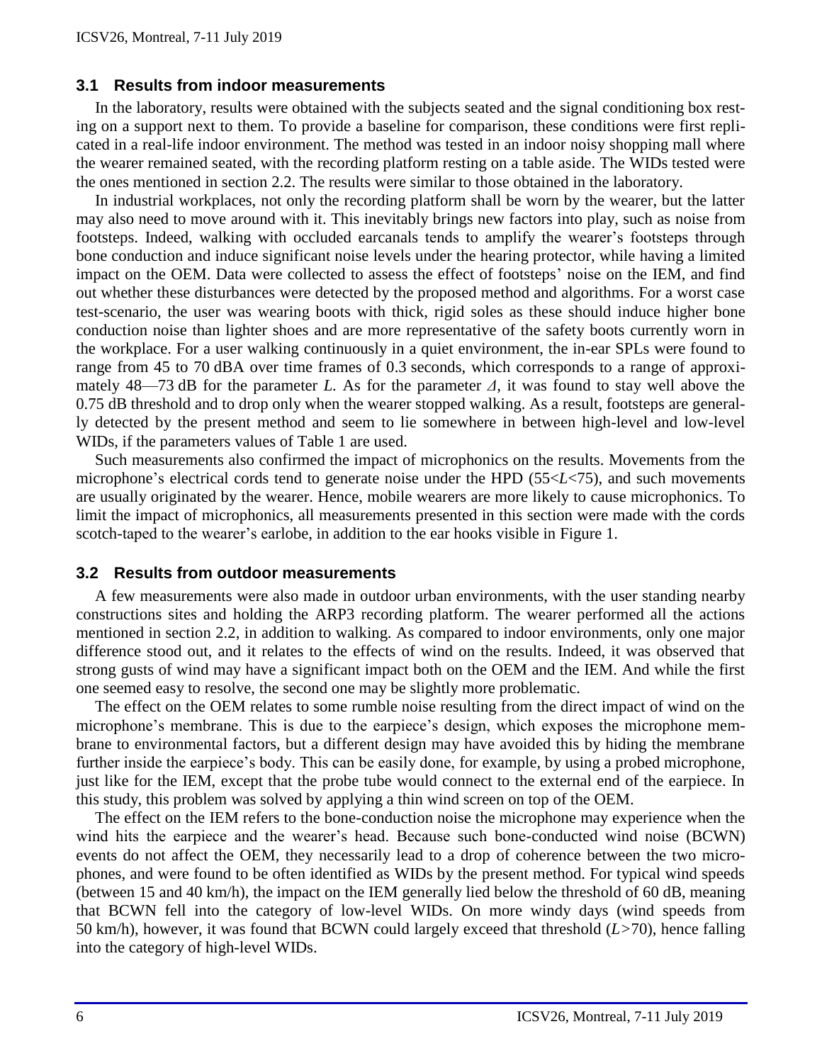### 3.1 Results from indoor measurements

In the laboratory, results were obtained with the subjects seated and the signal conditioning box resting on a support next to them. To provide a baseline for comparison, these conditions were first replicated in a real-life indoor environment. The method was tested in an indoor noisy shopping mall where the wearer remained seated, with the recording platform resting on a table aside. The WIDs tested were the ones mentioned in section 2.2. The results were similar to those obtained in the laboratory.

In industrial workplaces, not only the recording platform shall be worn by the wearer, but the latter may also need to move around with it. This inevitably brings new factors into play, such as noise from footsteps. Indeed, walking with occluded earcanals tends to amplify the wearer's footsteps through bone conduction and induce significant noise levels under the hearing protector, while having a limited impact on the OEM. Data were collected to assess the effect of footsteps' noise on the IEM, and find out whether these disturbances were detected by the proposed method and algorithms. For a worst case test-scenario, the user was wearing boots with thick, rigid soles as these should induce higher bone conduction noise than lighter shoes and are more representative of the safety boots currently worn in the workplace. For a user walking continuously in a quiet environment, the in-ear SPLs were found to range from 45 to 70 dBA over time frames of 0.3 seconds, which corresponds to a range of approximately 48—73 dB for the parameter $L$. As for the parameter $\Delta$, it was found to stay well above the 0.75 dB threshold and to drop only when the wearer stopped walking. As a result, footsteps are generally detected by the present method and seem to lie somewhere in between high-level and low-level WIDs, if the parameters values of Table 1 are used.

Such measurements also confirmed the impact of microphonics on the results. Movements from the microphone's electrical cords tend to generate noise under the HPD ($55<L<75$), and such movements are usually originated by the wearer. Hence, mobile wearers are more likely to cause microphonics. To limit the impact of microphonics, all measurements presented in this section were made with the cords scotch-taped to the wearer's earlobe, in addition to the ear hooks visible in Figure 1.

### 3.2 Results from outdoor measurements

A few measurements were also made in outdoor urban environments, with the user standing nearby constructions sites and holding the ARP3 recording platform. The wearer performed all the actions mentioned in section 2.2, in addition to walking. As compared to indoor environments, only one major difference stood out, and it relates to the effects of wind on the results. Indeed, it was observed that strong gusts of wind may have a significant impact both on the OEM and the IEM. And while the first one seemed easy to resolve, the second one may be slightly more problematic.

The effect on the OEM relates to some rumble noise resulting from the direct impact of wind on the microphone's membrane. This is due to the earpiece's design, which exposes the microphone membrane to environmental factors, but a different design may have avoided this by hiding the membrane further inside the earpiece's body. This can be easily done, for example, by using a probed microphone, just like for the IEM, except that the probe tube would connect to the external end of the earpiece. In this study, this problem was solved by applying a thin wind screen on top of the OEM.

The effect on the IEM refers to the bone-conduction noise the microphone may experience when the wind hits the earpiece and the wearer's head. Because such bone-conducted wind noise (BCWN) events do not affect the OEM, they necessarily lead to a drop of coherence between the two microphones, and were found to be often identified as WIDs by the present method. For typical wind speeds (between 15 and 40 km/h), the impact on the IEM generally lied below the threshold of 60 dB, meaning that BCWN fell into the category of low-level WIDs. On more windy days (wind speeds from 50 km/h), however, it was found that BCWN could largely exceed that threshold ($L>70$), hence falling into the category of high-level WIDs.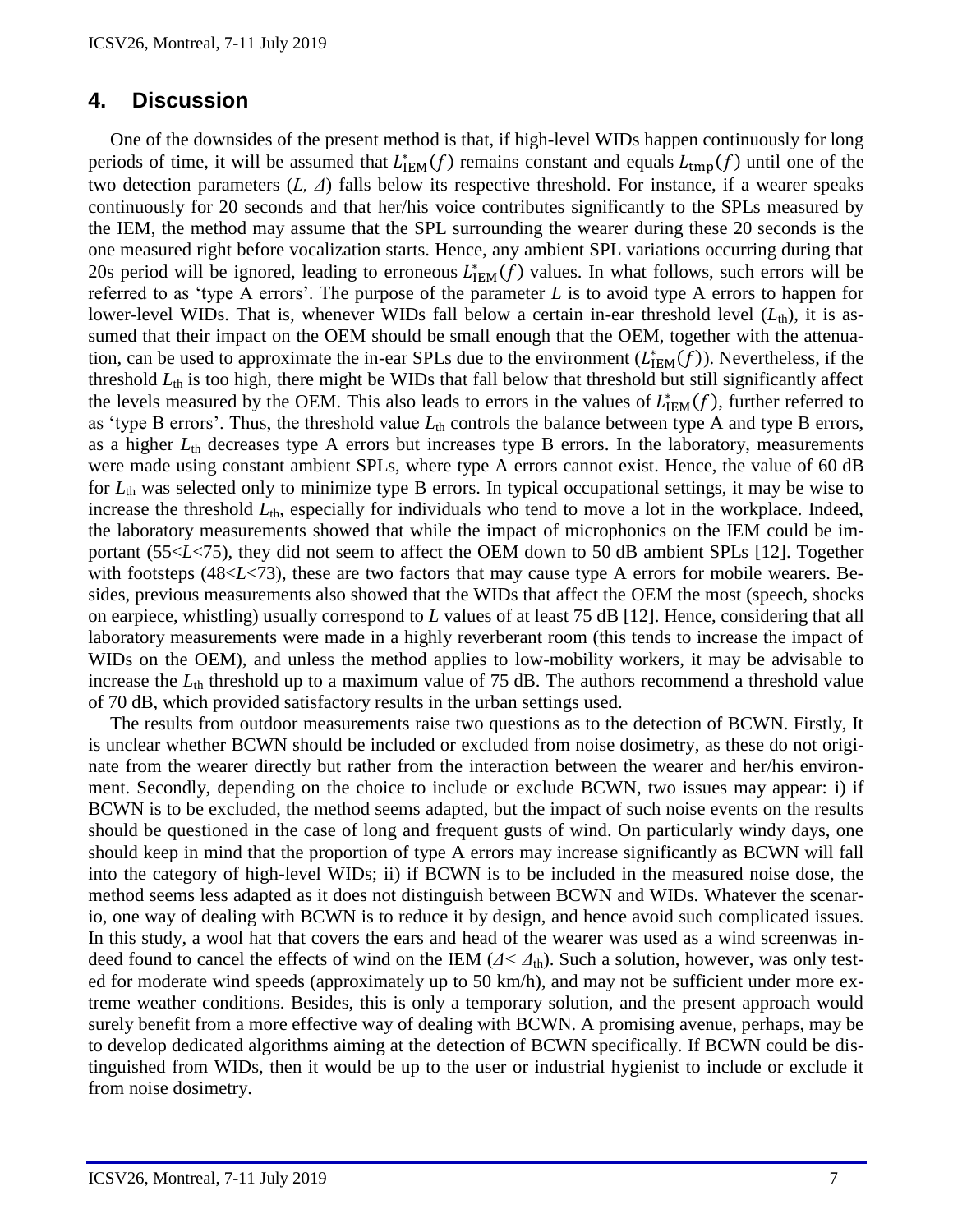# 4. Discussion

One of the downsides of the present method is that, if high-level WIDs happen continuously for long periods of time, it will be assumed that $L^*_{\text{IEM}}(f)$ remains constant and equals $L_{\text{tmp}}(f)$ until one of the two detection parameters ($L$, $\Delta$) falls below its respective threshold. For instance, if a wearer speaks continuously for 20 seconds and that her/his voice contributes significantly to the SPLs measured by the IEM, the method may assume that the SPL surrounding the wearer during these 20 seconds is the one measured right before vocalization starts. Hence, any ambient SPL variations occurring during that 20s period will be ignored, leading to erroneous $L^*_{\text{IEM}}(f)$ values. In what follows, such errors will be referred to as 'type A errors'. The purpose of the parameter $L$ is to avoid type A errors to happen for lower-level WIDs. That is, whenever WIDs fall below a certain in-ear threshold level ($L_{\text{th}}$), it is assumed that their impact on the OEM should be small enough that the OEM, together with the attenuation, can be used to approximate the in-ear SPLs due to the environment ($L^*_{\text{IEM}}(f)$). Nevertheless, if the threshold $L_{\text{th}}$ is too high, there might be WIDs that fall below that threshold but still significantly affect the levels measured by the OEM. This also leads to errors in the values of $L^*_{\text{IEM}}(f)$, further referred to as 'type B errors'. Thus, the threshold value $L_{\text{th}}$ controls the balance between type A and type B errors, as a higher $L_{\text{th}}$ decreases type A errors but increases type B errors. In the laboratory, measurements were made using constant ambient SPLs, where type A errors cannot exist. Hence, the value of 60 dB for $L_{\text{th}}$ was selected only to minimize type B errors. In typical occupational settings, it may be wise to increase the threshold $L_{\text{th}}$, especially for individuals who tend to move a lot in the workplace. Indeed, the laboratory measurements showed that while the impact of microphonics on the IEM could be important ($55<L<75$), they did not seem to affect the OEM down to 50 dB ambient SPLs [12]. Together with footsteps ($48<L<73$), these are two factors that may cause type A errors for mobile wearers. Besides, previous measurements also showed that the WIDs that affect the OEM the most (speech, shocks on earpiece, whistling) usually correspond to $L$ values of at least 75 dB [12]. Hence, considering that all laboratory measurements were made in a highly reverberant room (this tends to increase the impact of WIDs on the OEM), and unless the method applies to low-mobility workers, it may be advisable to increase the $L_{\text{th}}$ threshold up to a maximum value of 75 dB. The authors recommend a threshold value of 70 dB, which provided satisfactory results in the urban settings used.

The results from outdoor measurements raise two questions as to the detection of BCWN. Firstly, It is unclear whether BCWN should be included or excluded from noise dosimetry, as these do not originate from the wearer directly but rather from the interaction between the wearer and her/his environment. Secondly, depending on the choice to include or exclude BCWN, two issues may appear: i) if BCWN is to be excluded, the method seems adapted, but the impact of such noise events on the results should be questioned in the case of long and frequent gusts of wind. On particularly windy days, one should keep in mind that the proportion of type A errors may increase significantly as BCWN will fall into the category of high-level WIDs; ii) if BCWN is to be included in the measured noise dose, the method seems less adapted as it does not distinguish between BCWN and WIDs. Whatever the scenario, one way of dealing with BCWN is to reduce it by design, and hence avoid such complicated issues. In this study, a wool hat that covers the ears and head of the wearer was used as a wind screenwas indeed found to cancel the effects of wind on the IEM ($\Delta < \Delta_{\text{th}}$). Such a solution, however, was only tested for moderate wind speeds (approximately up to 50 km/h), and may not be sufficient under more extreme weather conditions. Besides, this is only a temporary solution, and the present approach would surely benefit from a more effective way of dealing with BCWN. A promising avenue, perhaps, may be to develop dedicated algorithms aiming at the detection of BCWN specifically. If BCWN could be distinguished from WIDs, then it would be up to the user or industrial hygienist to include or exclude it from noise dosimetry.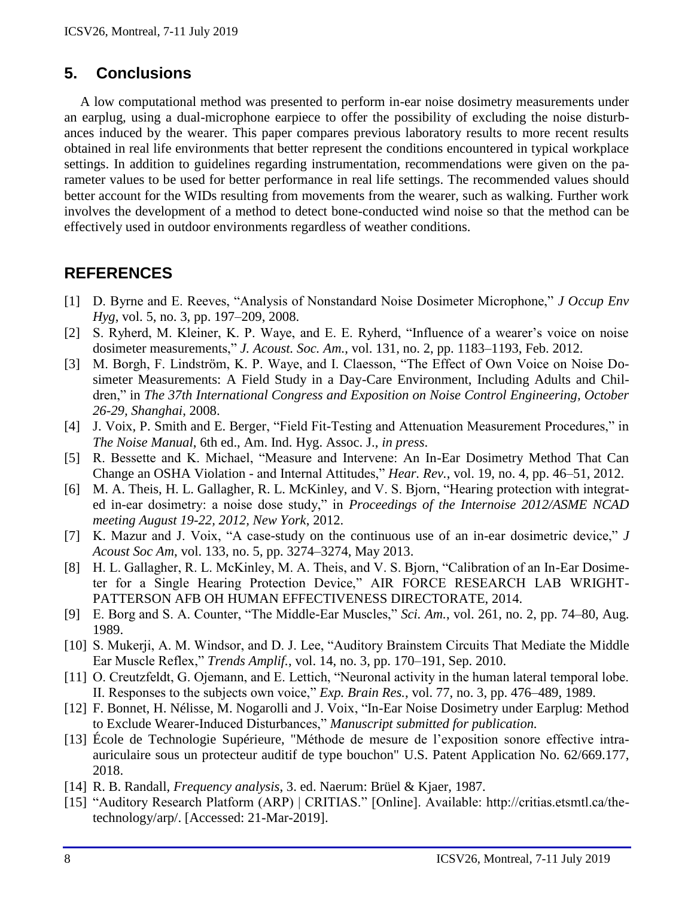## 5. Conclusions

A low computational method was presented to perform in-ear noise dosimetry measurements under an earplug, using a dual-microphone earpiece to offer the possibility of excluding the noise disturbances induced by the wearer. This paper compares previous laboratory results to more recent results obtained in real life environments that better represent the conditions encountered in typical workplace settings. In addition to guidelines regarding instrumentation, recommendations were given on the parameter values to be used for better performance in real life settings. The recommended values should better account for the WIDs resulting from movements from the wearer, such as walking. Further work involves the development of a method to detect bone-conducted wind noise so that the method can be effectively used in outdoor environments regardless of weather conditions.

## REFERENCES

[1] D. Byrne and E. Reeves, "Analysis of Nonstandard Noise Dosimeter Microphone," *J Occup Env Hyg*, vol. 5, no. 3, pp. 197–209, 2008.

[2] S. Ryherd, M. Kleiner, K. P. Waye, and E. E. Ryherd, "Influence of a wearer's voice on noise dosimeter measurements," *J. Acoust. Soc. Am.*, vol. 131, no. 2, pp. 1183–1193, Feb. 2012.

[3] M. Borgh, F. Lindström, K. P. Waye, and I. Claesson, "The Effect of Own Voice on Noise Dosimeter Measurements: A Field Study in a Day-Care Environment, Including Adults and Children," in *The 37th International Congress and Exposition on Noise Control Engineering, October 26-29, Shanghai*, 2008.

[4] J. Voix, P. Smith and E. Berger, "Field Fit-Testing and Attenuation Measurement Procedures," in *The Noise Manual*, 6th ed., Am. Ind. Hyg. Assoc. J., *in press*.

[5] R. Bessette and K. Michael, "Measure and Intervene: An In-Ear Dosimetry Method That Can Change an OSHA Violation - and Internal Attitudes," *Hear. Rev.*, vol. 19, no. 4, pp. 46–51, 2012.

[6] M. A. Theis, H. L. Gallagher, R. L. McKinley, and V. S. Bjorn, "Hearing protection with integrated in-ear dosimetry: a noise dose study," in *Proceedings of the Internoise 2012/ASME NCAD meeting August 19-22, 2012, New York*, 2012.

[7] K. Mazur and J. Voix, "A case-study on the continuous use of an in-ear dosimetric device," *J Acoust Soc Am*, vol. 133, no. 5, pp. 3274–3274, May 2013.

[8] H. L. Gallagher, R. L. McKinley, M. A. Theis, and V. S. Bjorn, "Calibration of an In-Ear Dosimeter for a Single Hearing Protection Device," AIR FORCE RESEARCH LAB WRIGHT-PATTERSON AFB OH HUMAN EFFECTIVENESS DIRECTORATE, 2014.

[9] E. Borg and S. A. Counter, "The Middle-Ear Muscles," *Sci. Am.*, vol. 261, no. 2, pp. 74–80, Aug. 1989.

[10] S. Mukerji, A. M. Windsor, and D. J. Lee, "Auditory Brainstem Circuits That Mediate the Middle Ear Muscle Reflex," *Trends Amplif.*, vol. 14, no. 3, pp. 170–191, Sep. 2010.

[11] O. Creutzfeldt, G. Ojemann, and E. Lettich, "Neuronal activity in the human lateral temporal lobe. II. Responses to the subjects own voice," *Exp. Brain Res.*, vol. 77, no. 3, pp. 476–489, 1989.

[12] F. Bonnet, H. Nélisse, M. Nogarolli and J. Voix, "In-Ear Noise Dosimetry under Earplug: Method to Exclude Wearer-Induced Disturbances," *Manuscript submitted for publication.*

[13] École de Technologie Supérieure, "Méthode de mesure de l'exposition sonore effective intra-auriculaire sous un protecteur auditif de type bouchon" U.S. Patent Application No. 62/669.177, 2018.

[14] R. B. Randall, *Frequency analysis*, 3. ed. Naerum: Brüel & Kjaer, 1987.

[15] "Auditory Research Platform (ARP) | CRITIAS." [Online]. Available: http://critias.etsmtl.ca/the-technology/arp/. [Accessed: 21-Mar-2019].